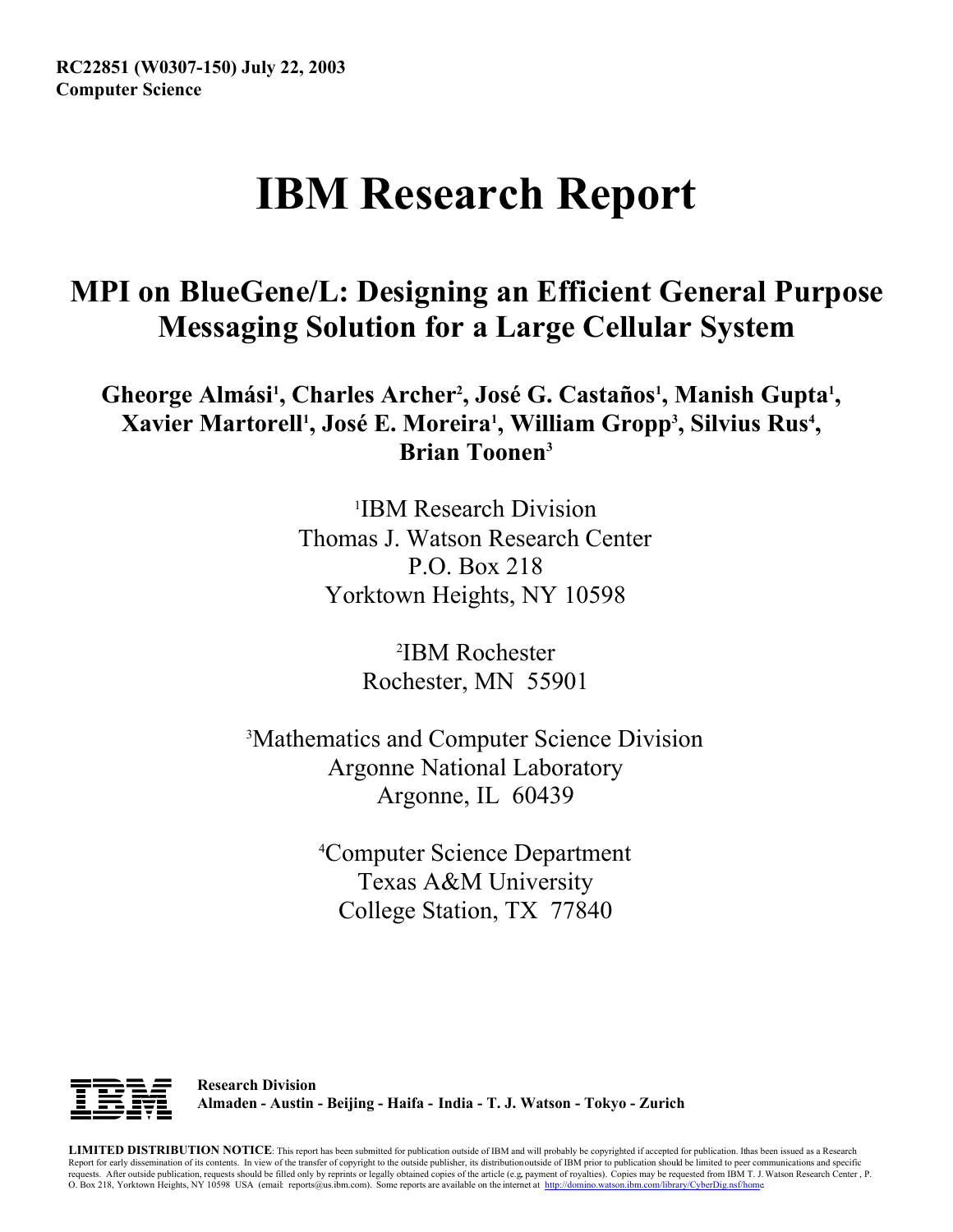**RC22851 (W0307-150) July 22, 2003**
**Computer Science**

# IBM Research Report

## MPI on BlueGene/L: Designing an Efficient General Purpose Messaging Solution for a Large Cellular System

**Gheorge Almási[1], Charles Archer[2], José G. Castaños[1], Manish Gupta[1], Xavier Martorell[1], José E. Moreira[1], William Gropp[3], Silvius Rus[4], Brian Toonen[3]**

[1]IBM Research Division
Thomas J. Watson Research Center
P.O. Box 218
Yorktown Heights, NY 10598

[2]IBM Rochester
Rochester, MN 55901

[3]Mathematics and Computer Science Division
Argonne National Laboratory
Argonne, IL 60439

[4]Computer Science Department
Texas A&M University
College Station, TX 77840

**Research Division**
**Almaden - Austin - Beijing - Haifa - India - T. J. Watson - Tokyo - Zurich**

**LIMITED DISTRIBUTION NOTICE**: This report has been submitted for publication outside of IBM and will probably be copyrighted if accepted for publication. It has been issued as a Research Report for early dissemination of its contents. In view of the transfer of copyright to the outside publisher, its distribution outside of IBM prior to publication should be limited to peer communications and specific requests. After outside publication, requests should be filled only by reprints or legally obtained copies of the article (e.g, payment of royalties). Copies may be requested from IBM T. J. Watson Research Center , P. O. Box 218, Yorktown Heights, NY 10598 USA (email: reports@us.ibm.com). Some reports are available on the internet at http://domino.watson.ibm.com/library/CyberDig.nsf/home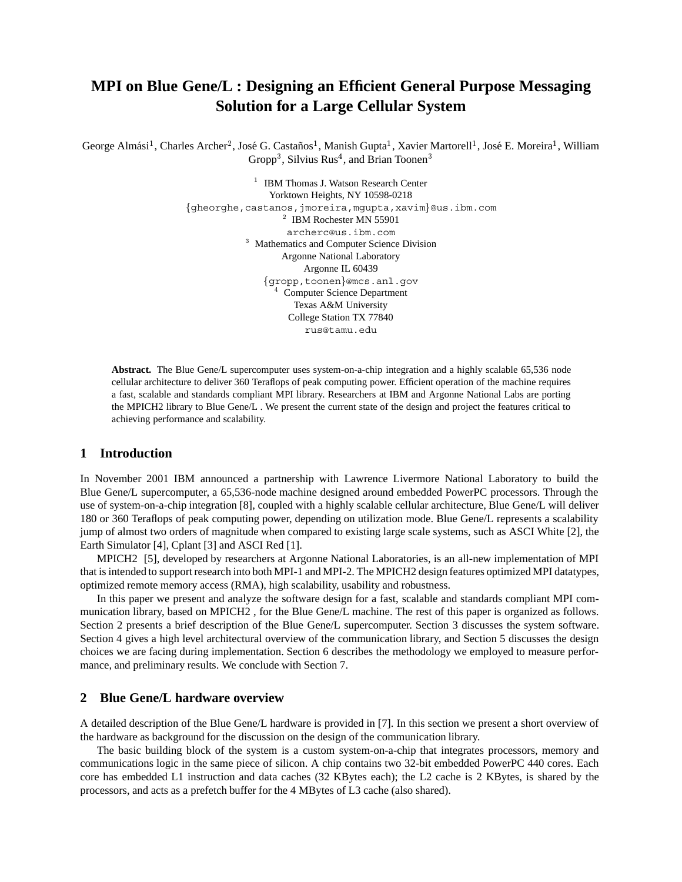# MPI on Blue Gene/L : Designing an Efficient General Purpose Messaging Solution for a Large Cellular System

George Almási[1], Charles Archer[2], José G. Castaños[1], Manish Gupta[1], Xavier Martorell[1], José E. Moreira[1], William Gropp[3], Silvius Rus[4], and Brian Toonen[3]

[1] IBM Thomas J. Watson Research Center  
Yorktown Heights, NY 10598-0218  
{gheorghe,castanos,jmoreira,mgupta,xavim}@us.ibm.com

[2] IBM Rochester MN 55901  
archerc@us.ibm.com

[3] Mathematics and Computer Science Division  
Argonne National Laboratory  
Argonne IL 60439  
{gropp,toonen}@mcs.anl.gov

[4] Computer Science Department  
Texas A&M University  
College Station TX 77840  
rus@tamu.edu

**Abstract.** The Blue Gene/L supercomputer uses system-on-a-chip integration and a highly scalable 65,536 node cellular architecture to deliver 360 Teraflops of peak computing power. Efficient operation of the machine requires a fast, scalable and standards compliant MPI library. Researchers at IBM and Argonne National Labs are porting the MPICH2 library to Blue Gene/L . We present the current state of the design and project the features critical to achieving performance and scalability.

## 1 Introduction

In November 2001 IBM announced a partnership with Lawrence Livermore National Laboratory to build the Blue Gene/L supercomputer, a 65,536-node machine designed around embedded PowerPC processors. Through the use of system-on-a-chip integration [8], coupled with a highly scalable cellular architecture, Blue Gene/L will deliver 180 or 360 Teraflops of peak computing power, depending on utilization mode. Blue Gene/L represents a scalability jump of almost two orders of magnitude when compared to existing large scale systems, such as ASCI White [2], the Earth Simulator [4], Cplant [3] and ASCI Red [1].

MPICH2 [5], developed by researchers at Argonne National Laboratories, is an all-new implementation of MPI that is intended to support research into both MPI-1 and MPI-2. The MPICH2 design features optimized MPI datatypes, optimized remote memory access (RMA), high scalability, usability and robustness.

In this paper we present and analyze the software design for a fast, scalable and standards compliant MPI communication library, based on MPICH2 , for the Blue Gene/L machine. The rest of this paper is organized as follows. Section 2 presents a brief description of the Blue Gene/L supercomputer. Section 3 discusses the system software. Section 4 gives a high level architectural overview of the communication library, and Section 5 discusses the design choices we are facing during implementation. Section 6 describes the methodology we employed to measure performance, and preliminary results. We conclude with Section 7.

## 2 Blue Gene/L hardware overview

A detailed description of the Blue Gene/L hardware is provided in [7]. In this section we present a short overview of the hardware as background for the discussion on the design of the communication library.

The basic building block of the system is a custom system-on-a-chip that integrates processors, memory and communications logic in the same piece of silicon. A chip contains two 32-bit embedded PowerPC 440 cores. Each core has embedded L1 instruction and data caches (32 KBytes each); the L2 cache is 2 KBytes, is shared by the processors, and acts as a prefetch buffer for the 4 MBytes of L3 cache (also shared).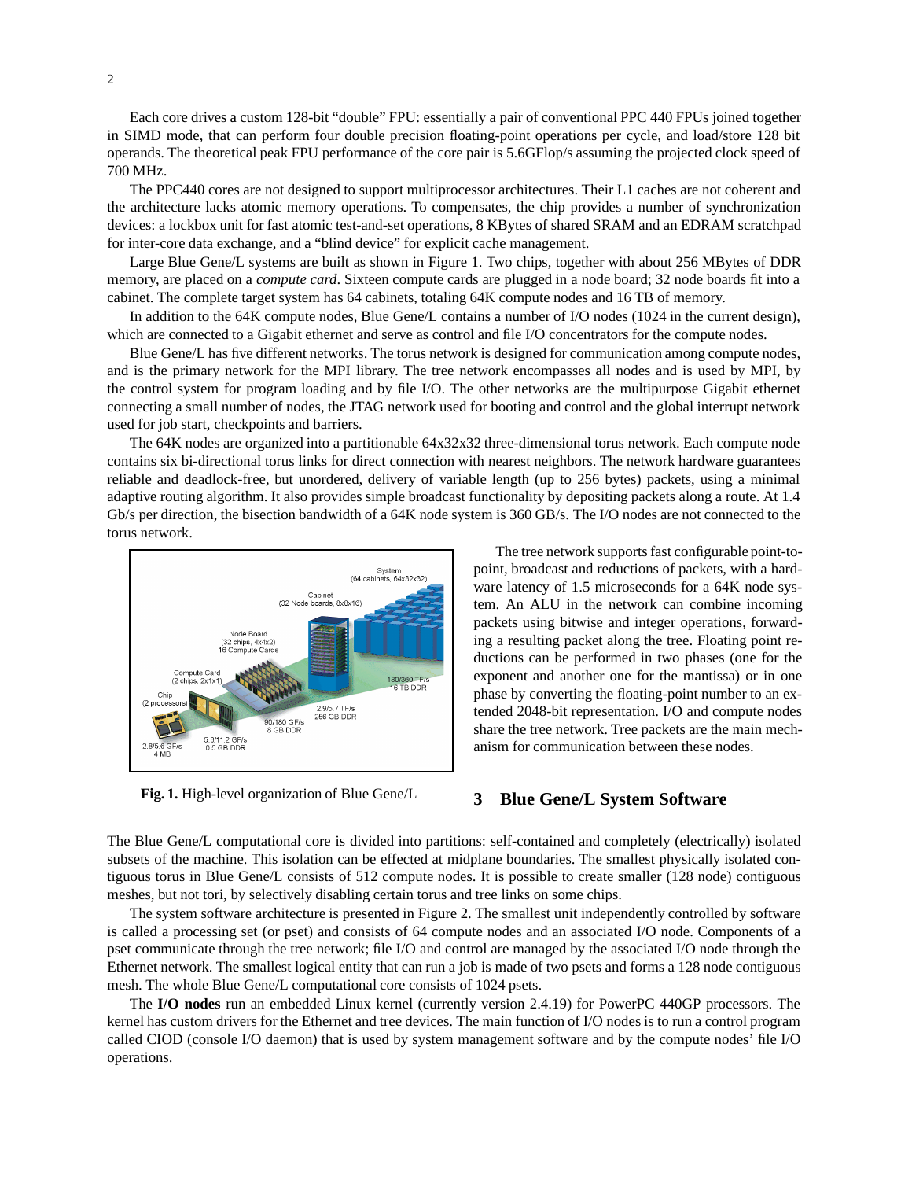Each core drives a custom 128-bit "double" FPU: essentially a pair of conventional PPC 440 FPUs joined together in SIMD mode, that can perform four double precision floating-point operations per cycle, and load/store 128 bit operands. The theoretical peak FPU performance of the core pair is 5.6GFlop/s assuming the projected clock speed of 700 MHz.

The PPC440 cores are not designed to support multiprocessor architectures. Their L1 caches are not coherent and the architecture lacks atomic memory operations. To compensates, the chip provides a number of synchronization devices: a lockbox unit for fast atomic test-and-set operations, 8 KBytes of shared SRAM and an EDRAM scratchpad for inter-core data exchange, and a "blind device" for explicit cache management.

Large Blue Gene/L systems are built as shown in Figure 1. Two chips, together with about 256 MBytes of DDR memory, are placed on a *compute card*. Sixteen compute cards are plugged in a node board; 32 node boards fit into a cabinet. The complete target system has 64 cabinets, totaling 64K compute nodes and 16 TB of memory.

In addition to the 64K compute nodes, Blue Gene/L contains a number of I/O nodes (1024 in the current design), which are connected to a Gigabit ethernet and serve as control and file I/O concentrators for the compute nodes.

Blue Gene/L has five different networks. The torus network is designed for communication among compute nodes, and is the primary network for the MPI library. The tree network encompasses all nodes and is used by MPI, by the control system for program loading and by file I/O. The other networks are the multipurpose Gigabit ethernet connecting a small number of nodes, the JTAG network used for booting and control and the global interrupt network used for job start, checkpoints and barriers.

The 64K nodes are organized into a partitionable 64x32x32 three-dimensional torus network. Each compute node contains six bi-directional torus links for direct connection with nearest neighbors. The network hardware guarantees reliable and deadlock-free, but unordered, delivery of variable length (up to 256 bytes) packets, using a minimal adaptive routing algorithm. It also provides simple broadcast functionality by depositing packets along a route. At 1.4 Gb/s per direction, the bisection bandwidth of a 64K node system is 360 GB/s. The I/O nodes are not connected to the torus network.

The tree network supports fast configurable point-to-point, broadcast and reductions of packets, with a hardware latency of 1.5 microseconds for a 64K node system. An ALU in the network can combine incoming packets using bitwise and integer operations, forwarding a resulting packet along the tree. Floating point reductions can be performed in two phases (one for the exponent and another one for the mantissa) or in one phase by converting the floating-point number to an extended 2048-bit representation. I/O and compute nodes share the tree network. Tree packets are the main mechanism for communication between these nodes.

**Fig. 1.** High-level organization of Blue Gene/L

## 3 Blue Gene/L System Software

The Blue Gene/L computational core is divided into partitions: self-contained and completely (electrically) isolated subsets of the machine. This isolation can be effected at midplane boundaries. The smallest physically isolated contiguous torus in Blue Gene/L consists of 512 compute nodes. It is possible to create smaller (128 node) contiguous meshes, but not tori, by selectively disabling certain torus and tree links on some chips.

The system software architecture is presented in Figure 2. The smallest unit independently controlled by software is called a processing set (or pset) and consists of 64 compute nodes and an associated I/O node. Components of a pset communicate through the tree network; file I/O and control are managed by the associated I/O node through the Ethernet network. The smallest logical entity that can run a job is made of two psets and forms a 128 node contiguous mesh. The whole Blue Gene/L computational core consists of 1024 psets.

The **I/O nodes** run an embedded Linux kernel (currently version 2.4.19) for PowerPC 440GP processors. The kernel has custom drivers for the Ethernet and tree devices. The main function of I/O nodes is to run a control program called CIOD (console I/O daemon) that is used by system management software and by the compute nodes' file I/O operations.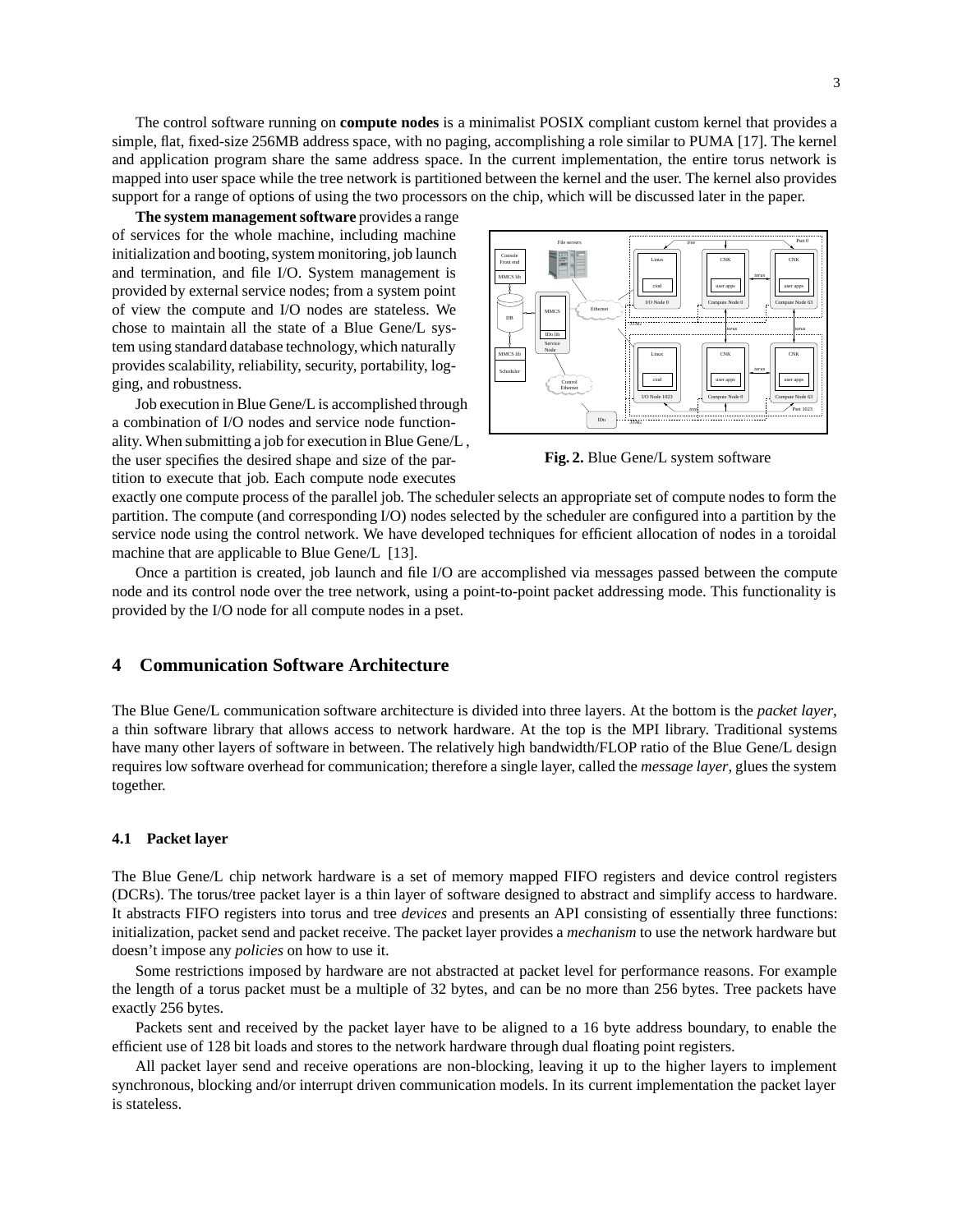The control software running on **compute nodes** is a minimalist POSIX compliant custom kernel that provides a simple, flat, fixed-size 256MB address space, with no paging, accomplishing a role similar to PUMA [17]. The kernel and application program share the same address space. In the current implementation, the entire torus network is mapped into user space while the tree network is partitioned between the kernel and the user. The kernel also provides support for a range of options of using the two processors on the chip, which will be discussed later in the paper.

**The system management software** provides a range of services for the whole machine, including machine initialization and booting, system monitoring, job launch and termination, and file I/O. System management is provided by external service nodes; from a system point of view the compute and I/O nodes are stateless. We chose to maintain all the state of a Blue Gene/L system using standard database technology, which naturally provides scalability, reliability, security, portability, logging, and robustness.

Job execution in Blue Gene/L is accomplished through a combination of I/O nodes and service node functionality. When submitting a job for execution in Blue Gene/L , the user specifies the desired shape and size of the partition to execute that job. Each compute node executes exactly one compute process of the parallel job. The scheduler selects an appropriate set of compute nodes to form the partition. The compute (and corresponding I/O) nodes selected by the scheduler are configured into a partition by the service node using the control network. We have developed techniques for efficient allocation of nodes in a toroidal machine that are applicable to Blue Gene/L [13].

**Fig. 2.** Blue Gene/L system software

Once a partition is created, job launch and file I/O are accomplished via messages passed between the compute node and its control node over the tree network, using a point-to-point packet addressing mode. This functionality is provided by the I/O node for all compute nodes in a pset.

## 4 Communication Software Architecture

The Blue Gene/L communication software architecture is divided into three layers. At the bottom is the *packet layer*, a thin software library that allows access to network hardware. At the top is the MPI library. Traditional systems have many other layers of software in between. The relatively high bandwidth/FLOP ratio of the Blue Gene/L design requires low software overhead for communication; therefore a single layer, called the *message layer*, glues the system together.

### 4.1 Packet layer

The Blue Gene/L chip network hardware is a set of memory mapped FIFO registers and device control registers (DCRs). The torus/tree packet layer is a thin layer of software designed to abstract and simplify access to hardware. It abstracts FIFO registers into torus and tree *devices* and presents an API consisting of essentially three functions: initialization, packet send and packet receive. The packet layer provides a *mechanism* to use the network hardware but doesn't impose any *policies* on how to use it.

Some restrictions imposed by hardware are not abstracted at packet level for performance reasons. For example the length of a torus packet must be a multiple of 32 bytes, and can be no more than 256 bytes. Tree packets have exactly 256 bytes.

Packets sent and received by the packet layer have to be aligned to a 16 byte address boundary, to enable the efficient use of 128 bit loads and stores to the network hardware through dual floating point registers.

All packet layer send and receive operations are non-blocking, leaving it up to the higher layers to implement synchronous, blocking and/or interrupt driven communication models. In its current implementation the packet layer is stateless.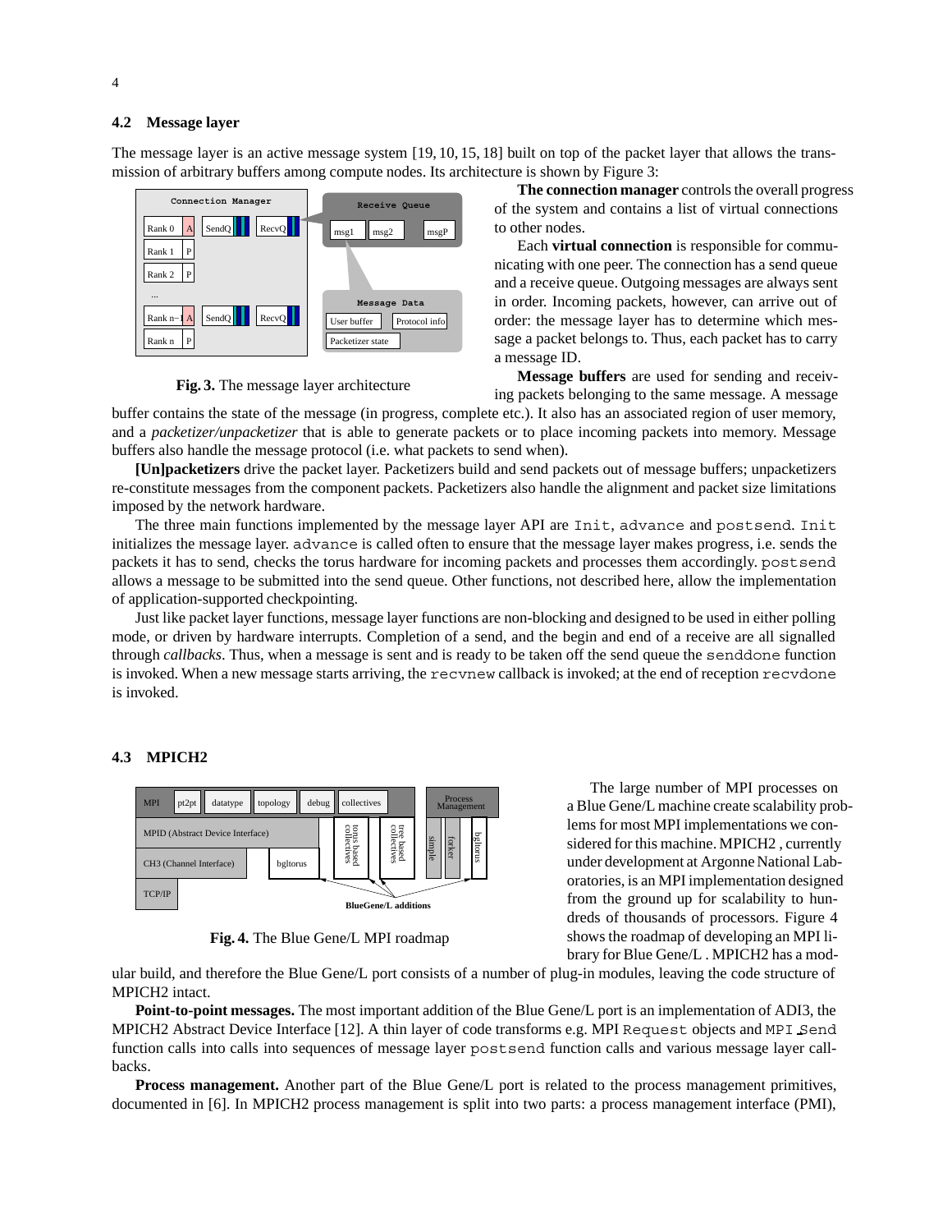### 4.2 Message layer

The message layer is an active message system [19, 10, 15, 18] built on top of the packet layer that allows the transmission of arbitrary buffers among compute nodes. Its architecture is shown by Figure 3:

**Fig. 3.** The message layer architecture

**The connection manager** controls the overall progress of the system and contains a list of virtual connections to other nodes.

Each **virtual connection** is responsible for communicating with one peer. The connection has a send queue and a receive queue. Outgoing messages are always sent in order. Incoming packets, however, can arrive out of order: the message layer has to determine which message a packet belongs to. Thus, each packet has to carry a message ID.

**Message buffers** are used for sending and receiving packets belonging to the same message. A message buffer contains the state of the message (in progress, complete etc.). It also has an associated region of user memory, and a *packetizer/unpacketizer* that is able to generate packets or to place incoming packets into memory. Message buffers also handle the message protocol (i.e. what packets to send when).

**[Un]packetizers** drive the packet layer. Packetizers build and send packets out of message buffers; unpacketizers re-constitute messages from the component packets. Packetizers also handle the alignment and packet size limitations imposed by the network hardware.

The three main functions implemented by the message layer API are `Init`, `advance` and `postsend`. `Init` initializes the message layer. `advance` is called often to ensure that the message layer makes progress, i.e. sends the packets it has to send, checks the torus hardware for incoming packets and processes them accordingly. `postsend` allows a message to be submitted into the send queue. Other functions, not described here, allow the implementation of application-supported checkpointing.

Just like packet layer functions, message layer functions are non-blocking and designed to be used in either polling mode, or driven by hardware interrupts. Completion of a send, and the begin and end of a receive are all signalled through *callbacks*. Thus, when a message is sent and is ready to be taken off the send queue the `senddone` function is invoked. When a new message starts arriving, the `recvnew` callback is invoked; at the end of reception `recvdone` is invoked.

### 4.3 MPICH2

**Fig. 4.** The Blue Gene/L MPI roadmap

The large number of MPI processes on a Blue Gene/L machine create scalability problems for most MPI implementations we considered for this machine. MPICH2 , currently under development at Argonne National Laboratories, is an MPI implementation designed from the ground up for scalability to hundreds of thousands of processors. Figure 4 shows the roadmap of developing an MPI library for Blue Gene/L . MPICH2 has a modular build, and therefore the Blue Gene/L port consists of a number of plug-in modules, leaving the code structure of MPICH2 intact.

**Point-to-point messages.** The most important addition of the Blue Gene/L port is an implementation of ADI3, the MPICH2 Abstract Device Interface [12]. A thin layer of code transforms e.g. MPI `Request` objects and `MPI_Send` function calls into calls into sequences of message layer `postsend` function calls and various message layer callbacks.

**Process management.** Another part of the Blue Gene/L port is related to the process management primitives, documented in [6]. In MPICH2 process management is split into two parts: a process management interface (PMI),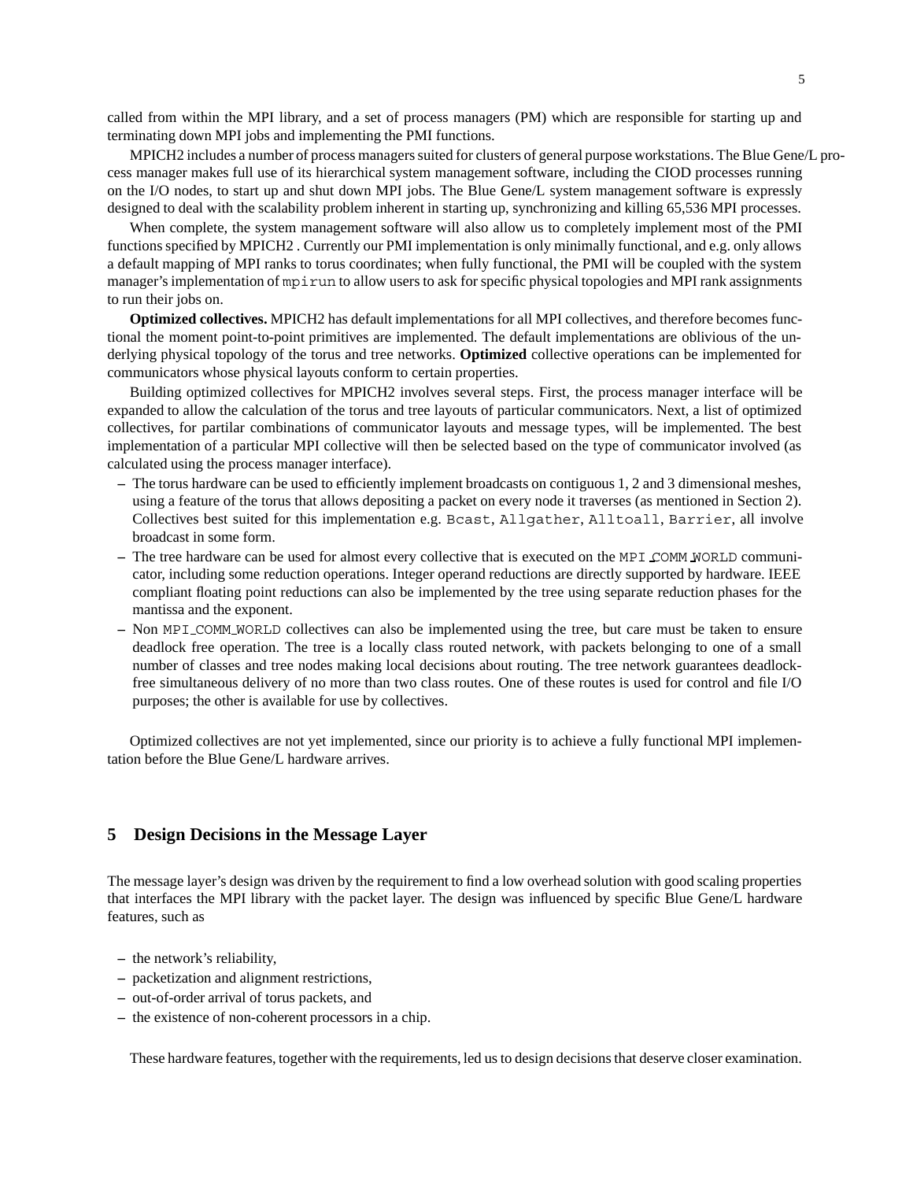called from within the MPI library, and a set of process managers (PM) which are responsible for starting up and terminating down MPI jobs and implementing the PMI functions.

MPICH2 includes a number of process managers suited for clusters of general purpose workstations. The Blue Gene/L process manager makes full use of its hierarchical system management software, including the CIOD processes running on the I/O nodes, to start up and shut down MPI jobs. The Blue Gene/L system management software is expressly designed to deal with the scalability problem inherent in starting up, synchronizing and killing 65,536 MPI processes.

When complete, the system management software will also allow us to completely implement most of the PMI functions specified by MPICH2 . Currently our PMI implementation is only minimally functional, and e.g. only allows a default mapping of MPI ranks to torus coordinates; when fully functional, the PMI will be coupled with the system manager's implementation of `mpirun` to allow users to ask for specific physical topologies and MPI rank assignments to run their jobs on.

**Optimized collectives.** MPICH2 has default implementations for all MPI collectives, and therefore becomes functional the moment point-to-point primitives are implemented. The default implementations are oblivious of the underlying physical topology of the torus and tree networks. **Optimized** collective operations can be implemented for communicators whose physical layouts conform to certain properties.

Building optimized collectives for MPICH2 involves several steps. First, the process manager interface will be expanded to allow the calculation of the torus and tree layouts of particular communicators. Next, a list of optimized collectives, for partilar combinations of communicator layouts and message types, will be implemented. The best implementation of a particular MPI collective will then be selected based on the type of communicator involved (as calculated using the process manager interface).

- The torus hardware can be used to efficiently implement broadcasts on contiguous 1, 2 and 3 dimensional meshes, using a feature of the torus that allows depositing a packet on every node it traverses (as mentioned in Section 2). Collectives best suited for this implementation e.g. `Bcast`, `Allgather`, `Alltoall`, `Barrier`, all involve broadcast in some form.
- The tree hardware can be used for almost every collective that is executed on the `MPI_COMM_WORLD` communicator, including some reduction operations. Integer operand reductions are directly supported by hardware. IEEE compliant floating point reductions can also be implemented by the tree using separate reduction phases for the mantissa and the exponent.
- Non `MPI_COMM_WORLD` collectives can also be implemented using the tree, but care must be taken to ensure deadlock free operation. The tree is a locally class routed network, with packets belonging to one of a small number of classes and tree nodes making local decisions about routing. The tree network guarantees deadlock-free simultaneous delivery of no more than two class routes. One of these routes is used for control and file I/O purposes; the other is available for use by collectives.

Optimized collectives are not yet implemented, since our priority is to achieve a fully functional MPI implementation before the Blue Gene/L hardware arrives.

## 5 Design Decisions in the Message Layer

The message layer's design was driven by the requirement to find a low overhead solution with good scaling properties that interfaces the MPI library with the packet layer. The design was influenced by specific Blue Gene/L hardware features, such as

- the network's reliability,
- packetization and alignment restrictions,
- out-of-order arrival of torus packets, and
- the existence of non-coherent processors in a chip.

These hardware features, together with the requirements, led us to design decisions that deserve closer examination.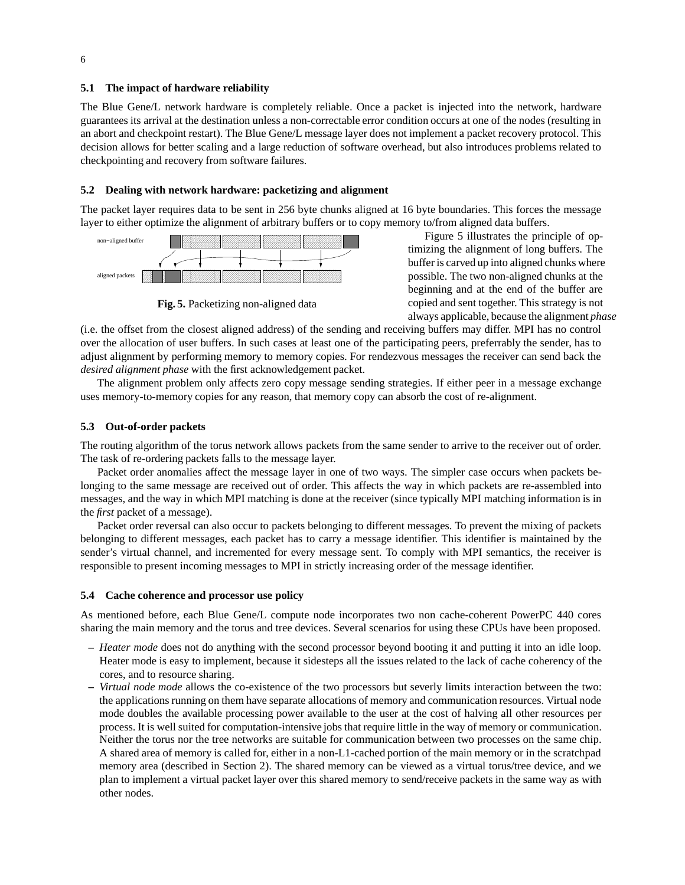### 5.1 The impact of hardware reliability

The Blue Gene/L network hardware is completely reliable. Once a packet is injected into the network, hardware guarantees its arrival at the destination unless a non-correctable error condition occurs at one of the nodes (resulting in an abort and checkpoint restart). The Blue Gene/L message layer does not implement a packet recovery protocol. This decision allows for better scaling and a large reduction of software overhead, but also introduces problems related to checkpointing and recovery from software failures.

### 5.2 Dealing with network hardware: packetizing and alignment

The packet layer requires data to be sent in 256 byte chunks aligned at 16 byte boundaries. This forces the message layer to either optimize the alignment of arbitrary buffers or to copy memory to/from aligned data buffers.

**Fig. 5.** Packetizing non-aligned data

Figure 5 illustrates the principle of optimizing the alignment of long buffers. The buffer is carved up into aligned chunks where possible. The two non-aligned chunks at the beginning and at the end of the buffer are copied and sent together. This strategy is not always applicable, because the alignment *phase* (i.e. the offset from the closest aligned address) of the sending and receiving buffers may differ. MPI has no control over the allocation of user buffers. In such cases at least one of the participating peers, preferrably the sender, has to adjust alignment by performing memory to memory copies. For rendezvous messages the receiver can send back the *desired alignment phase* with the first acknowledgement packet.

The alignment problem only affects zero copy message sending strategies. If either peer in a message exchange uses memory-to-memory copies for any reason, that memory copy can absorb the cost of re-alignment.

### 5.3 Out-of-order packets

The routing algorithm of the torus network allows packets from the same sender to arrive to the receiver out of order. The task of re-ordering packets falls to the message layer.

Packet order anomalies affect the message layer in one of two ways. The simpler case occurs when packets belonging to the same message are received out of order. This affects the way in which packets are re-assembled into messages, and the way in which MPI matching is done at the receiver (since typically MPI matching information is in the *first* packet of a message).

Packet order reversal can also occur to packets belonging to different messages. To prevent the mixing of packets belonging to different messages, each packet has to carry a message identifier. This identifier is maintained by the sender's virtual channel, and incremented for every message sent. To comply with MPI semantics, the receiver is responsible to present incoming messages to MPI in strictly increasing order of the message identifier.

### 5.4 Cache coherence and processor use policy

As mentioned before, each Blue Gene/L compute node incorporates two non cache-coherent PowerPC 440 cores sharing the main memory and the torus and tree devices. Several scenarios for using these CPUs have been proposed.

- *Heater mode* does not do anything with the second processor beyond booting it and putting it into an idle loop. Heater mode is easy to implement, because it sidesteps all the issues related to the lack of cache coherency of the cores, and to resource sharing.
- *Virtual node mode* allows the co-existence of the two processors but severly limits interaction between the two: the applications running on them have separate allocations of memory and communication resources. Virtual node mode doubles the available processing power available to the user at the cost of halving all other resources per process. It is well suited for computation-intensive jobs that require little in the way of memory or communication. Neither the torus nor the tree networks are suitable for communication between two processes on the same chip. A shared area of memory is called for, either in a non-L1-cached portion of the main memory or in the scratchpad memory area (described in Section 2). The shared memory can be viewed as a virtual torus/tree device, and we plan to implement a virtual packet layer over this shared memory to send/receive packets in the same way as with other nodes.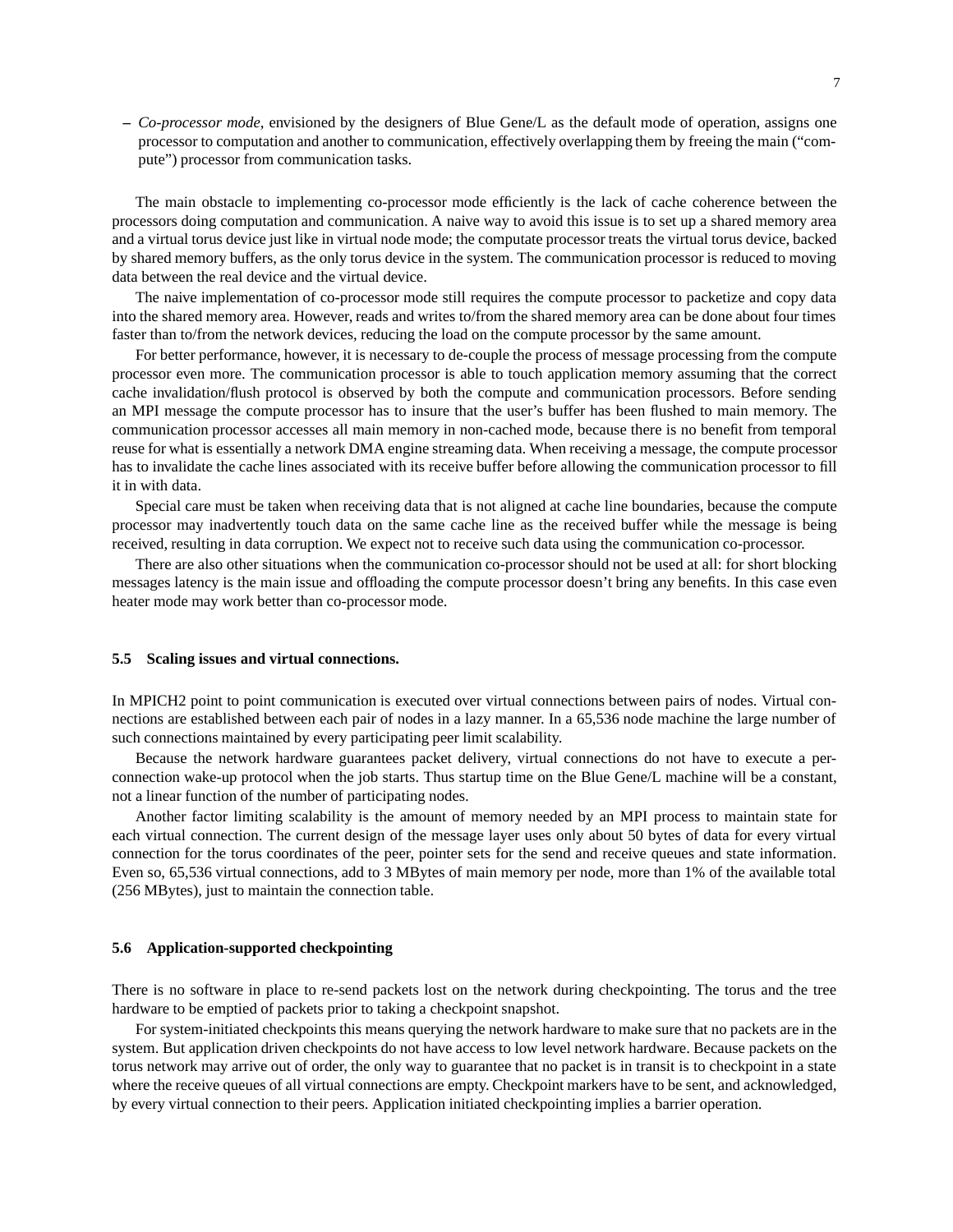– *Co-processor mode*, envisioned by the designers of Blue Gene/L as the default mode of operation, assigns one processor to computation and another to communication, effectively overlapping them by freeing the main ("compute") processor from communication tasks.

The main obstacle to implementing co-processor mode efficiently is the lack of cache coherence between the processors doing computation and communication. A naive way to avoid this issue is to set up a shared memory area and a virtual torus device just like in virtual node mode; the computate processor treats the virtual torus device, backed by shared memory buffers, as the only torus device in the system. The communication processor is reduced to moving data between the real device and the virtual device.

The naive implementation of co-processor mode still requires the compute processor to packetize and copy data into the shared memory area. However, reads and writes to/from the shared memory area can be done about four times faster than to/from the network devices, reducing the load on the compute processor by the same amount.

For better performance, however, it is necessary to de-couple the process of message processing from the compute processor even more. The communication processor is able to touch application memory assuming that the correct cache invalidation/flush protocol is observed by both the compute and communication processors. Before sending an MPI message the compute processor has to insure that the user's buffer has been flushed to main memory. The communication processor accesses all main memory in non-cached mode, because there is no benefit from temporal reuse for what is essentially a network DMA engine streaming data. When receiving a message, the compute processor has to invalidate the cache lines associated with its receive buffer before allowing the communication processor to fill it in with data.

Special care must be taken when receiving data that is not aligned at cache line boundaries, because the compute processor may inadvertently touch data on the same cache line as the received buffer while the message is being received, resulting in data corruption. We expect not to receive such data using the communication co-processor.

There are also other situations when the communication co-processor should not be used at all: for short blocking messages latency is the main issue and offloading the compute processor doesn't bring any benefits. In this case even heater mode may work better than co-processor mode.

### 5.5 Scaling issues and virtual connections.

In MPICH2 point to point communication is executed over virtual connections between pairs of nodes. Virtual connections are established between each pair of nodes in a lazy manner. In a 65,536 node machine the large number of such connections maintained by every participating peer limit scalability.

Because the network hardware guarantees packet delivery, virtual connections do not have to execute a per-connection wake-up protocol when the job starts. Thus startup time on the Blue Gene/L machine will be a constant, not a linear function of the number of participating nodes.

Another factor limiting scalability is the amount of memory needed by an MPI process to maintain state for each virtual connection. The current design of the message layer uses only about 50 bytes of data for every virtual connection for the torus coordinates of the peer, pointer sets for the send and receive queues and state information. Even so, 65,536 virtual connections, add to 3 MBytes of main memory per node, more than 1% of the available total (256 MBytes), just to maintain the connection table.

### 5.6 Application-supported checkpointing

There is no software in place to re-send packets lost on the network during checkpointing. The torus and the tree hardware to be emptied of packets prior to taking a checkpoint snapshot.

For system-initiated checkpoints this means querying the network hardware to make sure that no packets are in the system. But application driven checkpoints do not have access to low level network hardware. Because packets on the torus network may arrive out of order, the only way to guarantee that no packet is in transit is to checkpoint in a state where the receive queues of all virtual connections are empty. Checkpoint markers have to be sent, and acknowledged, by every virtual connection to their peers. Application initiated checkpointing implies a barrier operation.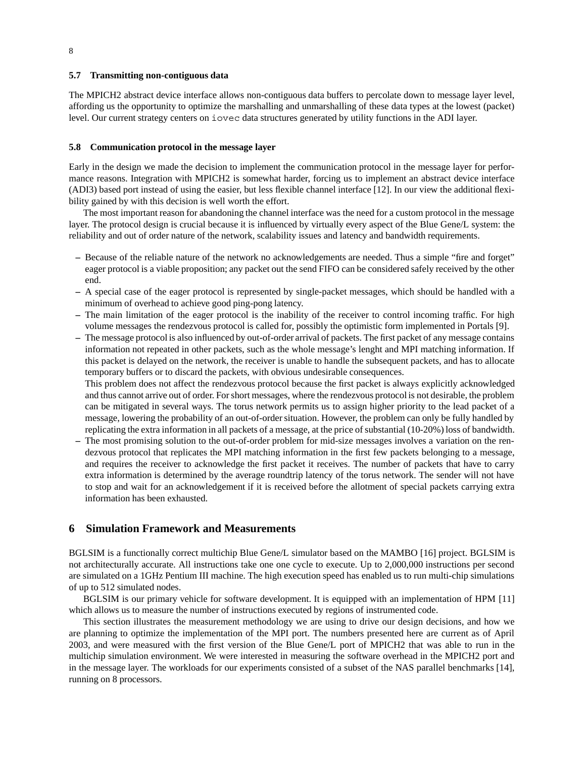### 5.7 Transmitting non-contiguous data

The MPICH2 abstract device interface allows non-contiguous data buffers to percolate down to message layer level, affording us the opportunity to optimize the marshalling and unmarshalling of these data types at the lowest (packet) level. Our current strategy centers on `iovec` data structures generated by utility functions in the ADI layer.

### 5.8 Communication protocol in the message layer

Early in the design we made the decision to implement the communication protocol in the message layer for performance reasons. Integration with MPICH2 is somewhat harder, forcing us to implement an abstract device interface (ADI3) based port instead of using the easier, but less flexible channel interface [12]. In our view the additional flexibility gained by with this decision is well worth the effort.

The most important reason for abandoning the channel interface was the need for a custom protocol in the message layer. The protocol design is crucial because it is influenced by virtually every aspect of the Blue Gene/L system: the reliability and out of order nature of the network, scalability issues and latency and bandwidth requirements.

- Because of the reliable nature of the network no acknowledgements are needed. Thus a simple "fire and forget" eager protocol is a viable proposition; any packet out the send FIFO can be considered safely received by the other end.
- A special case of the eager protocol is represented by single-packet messages, which should be handled with a minimum of overhead to achieve good ping-pong latency.
- The main limitation of the eager protocol is the inability of the receiver to control incoming traffic. For high volume messages the rendezvous protocol is called for, possibly the optimistic form implemented in Portals [9].
- The message protocol is also influenced by out-of-order arrival of packets. The first packet of any message contains information not repeated in other packets, such as the whole message's lenght and MPI matching information. If this packet is delayed on the network, the receiver is unable to handle the subsequent packets, and has to allocate temporary buffers or to discard the packets, with obvious undesirable consequences.
  This problem does not affect the rendezvous protocol because the first packet is always explicitly acknowledged and thus cannot arrive out of order. For short messages, where the rendezvous protocol is not desirable, the problem can be mitigated in several ways. The torus network permits us to assign higher priority to the lead packet of a message, lowering the probability of an out-of-order situation. However, the problem can only be fully handled by replicating the extra information in all packets of a message, at the price of substantial (10-20%) loss of bandwidth.
- The most promising solution to the out-of-order problem for mid-size messages involves a variation on the rendezvous protocol that replicates the MPI matching information in the first few packets belonging to a message, and requires the receiver to acknowledge the first packet it receives. The number of packets that have to carry extra information is determined by the average roundtrip latency of the torus network. The sender will not have to stop and wait for an acknowledgement if it is received before the allotment of special packets carrying extra information has been exhausted.

## 6 Simulation Framework and Measurements

BGLSIM is a functionally correct multichip Blue Gene/L simulator based on the MAMBO [16] project. BGLSIM is not architecturally accurate. All instructions take one one cycle to execute. Up to 2,000,000 instructions per second are simulated on a 1GHz Pentium III machine. The high execution speed has enabled us to run multi-chip simulations of up to 512 simulated nodes.

BGLSIM is our primary vehicle for software development. It is equipped with an implementation of HPM [11] which allows us to measure the number of instructions executed by regions of instrumented code.

This section illustrates the measurement methodology we are using to drive our design decisions, and how we are planning to optimize the implementation of the MPI port. The numbers presented here are current as of April 2003, and were measured with the first version of the Blue Gene/L port of MPICH2 that was able to run in the multichip simulation environment. We were interested in measuring the software overhead in the MPICH2 port and in the message layer. The workloads for our experiments consisted of a subset of the NAS parallel benchmarks [14], running on 8 processors.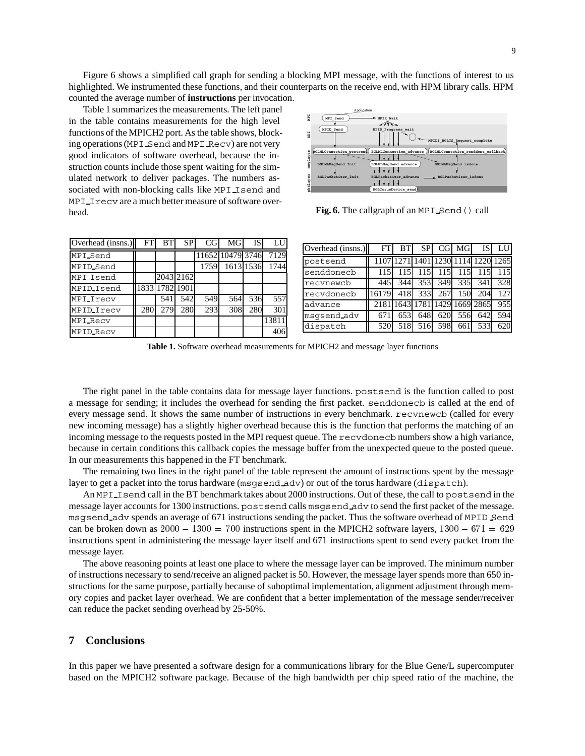Figure 6 shows a simplified call graph for sending a blocking MPI message, with the functions of interest to us highlighted. We instrumented these functions, and their counterparts on the receive end, with HPM library calls. HPM counted the average number of **instructions** per invocation.

Table 1 summarizes the measurements. The left panel in the table contains measurements for the high level functions of the MPICH2 port. As the table shows, blocking operations (`MPI_Send` and `MPI_Recv`) are not very good indicators of software overhead, because the instruction counts include those spent waiting for the simulated network to deliver packages. The numbers associated with non-blocking calls like `MPI_Isend` and `MPI_Irecv` are a much better measure of software overhead.

**Fig. 6.** The callgraph of an `MPI_Send()` call

| Overhead (insns.) | FT | BT | SP | CG | MG | IS | LU |
|---|---|---|---|---|---|---|---|
| MPI_Send | | | | 11652 | 10479 | 3746 | 7129 |
| MPID_Send | | | | 1759 | 1613 | 1536 | 1744 |
| MPI_Isend | | 2043 | 2162 | | | | |
| MPID_Isend | 1833 | 1782 | 1901 | | | | |
| MPI_Irecv | | 541 | 542 | 549 | 564 | 536 | 557 |
| MPID_Irecv | 280 | 279 | 280 | 293 | 308 | 280 | 301 |
| MPI_Recv | | | | | | | 13811 |
| MPID_Recv | | | | | | | 406 |

| Overhead (insns.) | FT | BT | SP | CG | MG | IS | LU |
|---|---|---|---|---|---|---|---|
| postsend | 1107 | 1271 | 1401 | 1230 | 1114 | 1220 | 1265 |
| senddonecb | 115 | 115 | 115 | 115 | 115 | 115 | 115 |
| recvnewcb | 445 | 344 | 353 | 349 | 335 | 341 | 328 |
| recvdonecb | 16179 | 418 | 333 | 267 | 150 | 204 | 127 |
| advance | 2181 | 1643 | 1781 | 1429 | 1669 | 2865 | 955 |
| msgsend_adv | 671 | 653 | 648 | 620 | 556 | 642 | 594 |
| dispatch | 520 | 518 | 516 | 598 | 661 | 533 | 620 |

**Table 1.** Software overhead measurements for MPICH2 and message layer functions

The right panel in the table contains data for message layer functions. `postsend` is the function called to post a message for sending; it includes the overhead for sending the first packet. `senddonecb` is called at the end of every message send. It shows the same number of instructions in every benchmark. `recvnewcb` (called for every new incoming message) has a slightly higher overhead because this is the function that performs the matching of an incoming message to the requests posted in the MPI request queue. The `recvdonecb` numbers show a high variance, because in certain conditions this callback copies the message buffer from the unexpected queue to the posted queue. In our measurements this happened in the FT benchmark.

The remaining two lines in the right panel of the table represent the amount of instructions spent by the message layer to get a packet into the torus hardware (`msgsend_adv`) or out of the torus hardware (`dispatch`).

An `MPI_Isend` call in the BT benchmark takes about 2000 instructions. Out of these, the call to `postsend` in the message layer accounts for 1300 instructions. `postsend` calls `msgsend_adv` to send the first packet of the message. `msgsend_adv` spends an average of 671 instructions sending the packet. Thus the software overhead of `MPID_Send` can be broken down as $2000 - 1300 = 700$ instructions spent in the MPICH2 software layers, $1300 - 671 = 629$ instructions spent in administering the message layer itself and 671 instructions spent to send every packet from the message layer.

The above reasoning points at least one place to where the message layer can be improved. The minimum number of instructions necessary to send/receive an aligned packet is 50. However, the message layer spends more than 650 instructions for the same purpose, partially because of suboptimal implementation, alignment adjustment through memory copies and packet layer overhead. We are confident that a better implementation of the message sender/receiver can reduce the packet sending overhead by 25-50%.

## 7 Conclusions

In this paper we have presented a software design for a communications library for the Blue Gene/L supercomputer based on the MPICH2 software package. Because of the high bandwidth per chip speed ratio of the machine, the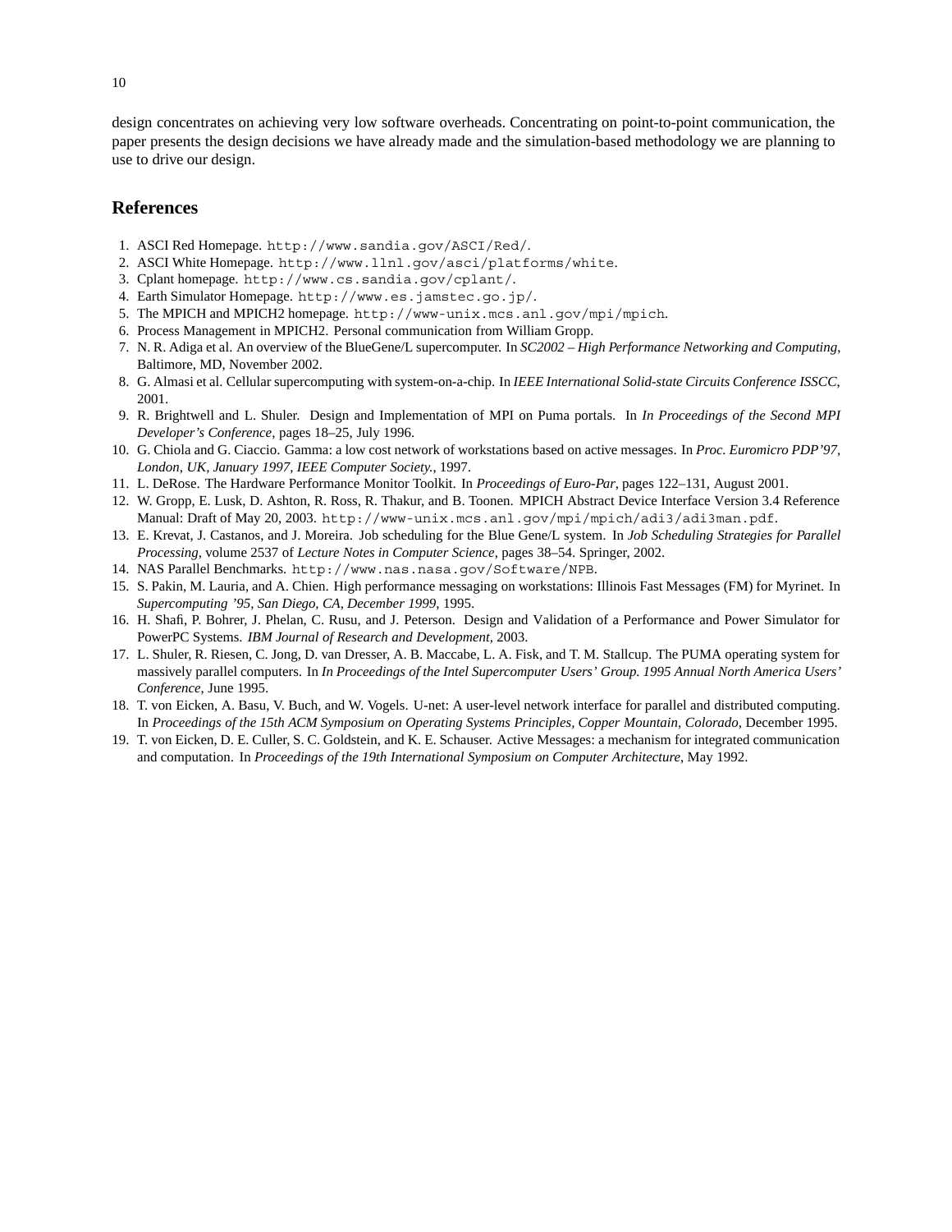design concentrates on achieving very low software overheads. Concentrating on point-to-point communication, the paper presents the design decisions we have already made and the simulation-based methodology we are planning to use to drive our design.

## References

1. ASCI Red Homepage. `http://www.sandia.gov/ASCI/Red/`.
2. ASCI White Homepage. `http://www.llnl.gov/asci/platforms/white`.
3. Cplant homepage. `http://www.cs.sandia.gov/cplant/`.
4. Earth Simulator Homepage. `http://www.es.jamstec.go.jp/`.
5. The MPICH and MPICH2 homepage. `http://www-unix.mcs.anl.gov/mpi/mpich`.
6. Process Management in MPICH2. Personal communication from William Gropp.
7. N. R. Adiga et al. An overview of the BlueGene/L supercomputer. In *SC2002 – High Performance Networking and Computing*, Baltimore, MD, November 2002.
8. G. Almasi et al. Cellular supercomputing with system-on-a-chip. In *IEEE International Solid-state Circuits Conference ISSCC*, 2001.
9. R. Brightwell and L. Shuler. Design and Implementation of MPI on Puma portals. In *In Proceedings of the Second MPI Developer's Conference*, pages 18–25, July 1996.
10. G. Chiola and G. Ciaccio. Gamma: a low cost network of workstations based on active messages. In *Proc. Euromicro PDP'97, London, UK, January 1997, IEEE Computer Society.*, 1997.
11. L. DeRose. The Hardware Performance Monitor Toolkit. In *Proceedings of Euro-Par*, pages 122–131, August 2001.
12. W. Gropp, E. Lusk, D. Ashton, R. Ross, R. Thakur, and B. Toonen. MPICH Abstract Device Interface Version 3.4 Reference Manual: Draft of May 20, 2003. `http://www-unix.mcs.anl.gov/mpi/mpich/adi3/adi3man.pdf`.
13. E. Krevat, J. Castanos, and J. Moreira. Job scheduling for the Blue Gene/L system. In *Job Scheduling Strategies for Parallel Processing*, volume 2537 of *Lecture Notes in Computer Science*, pages 38–54. Springer, 2002.
14. NAS Parallel Benchmarks. `http://www.nas.nasa.gov/Software/NPB`.
15. S. Pakin, M. Lauria, and A. Chien. High performance messaging on workstations: Illinois Fast Messages (FM) for Myrinet. In *Supercomputing '95, San Diego, CA, December 1999*, 1995.
16. H. Shafi, P. Bohrer, J. Phelan, C. Rusu, and J. Peterson. Design and Validation of a Performance and Power Simulator for PowerPC Systems. *IBM Journal of Research and Development*, 2003.
17. L. Shuler, R. Riesen, C. Jong, D. van Dresser, A. B. Maccabe, L. A. Fisk, and T. M. Stallcup. The PUMA operating system for massively parallel computers. In *In Proceedings of the Intel Supercomputer Users' Group. 1995 Annual North America Users' Conference*, June 1995.
18. T. von Eicken, A. Basu, V. Buch, and W. Vogels. U-net: A user-level network interface for parallel and distributed computing. In *Proceedings of the 15th ACM Symposium on Operating Systems Principles, Copper Mountain, Colorado*, December 1995.
19. T. von Eicken, D. E. Culler, S. C. Goldstein, and K. E. Schauser. Active Messages: a mechanism for integrated communication and computation. In *Proceedings of the 19th International Symposium on Computer Architecture*, May 1992.